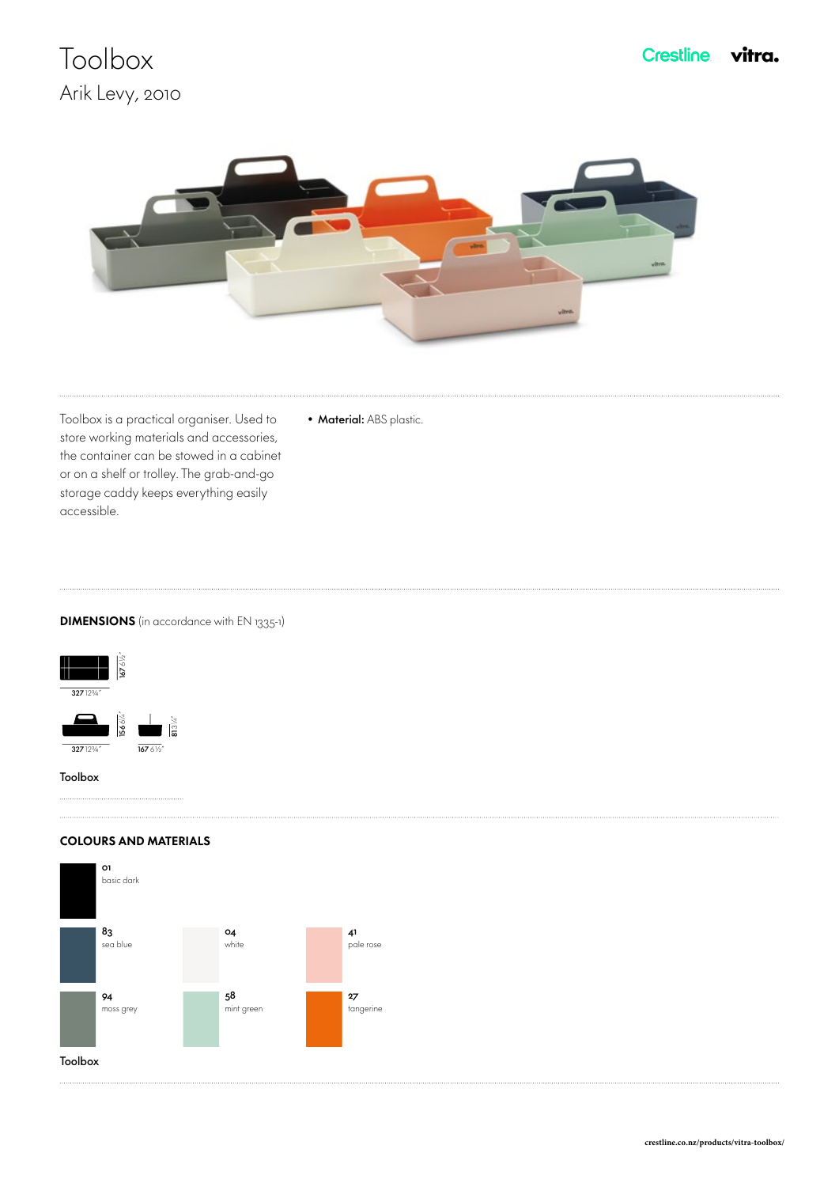# Toolbox

## Arik Levy, 2010

Crestline vitra.

Toolbox is a practical organiser. Used to store working materials and accessories, the container can be stowed in a cabinet or on a shelf or trolley. The grab-and-go storage caddy keeps everything easily accessible.

- **Material:** ABS plastic.

**DIMENSIONS** (in accordance with EN 1335-1)

167 6½"

327 12⅞"

156 6¼"

327 12⅞"

81 3¼"

167 6½"

Toolbox

**COLOURS AND MATERIALS**

01 basic dark

83 sea blue

04 white

41 pale rose

94 moss grey

58 mint green

27 tangerine

Toolbox

crestline.co.nz/products/vitra-toolbox/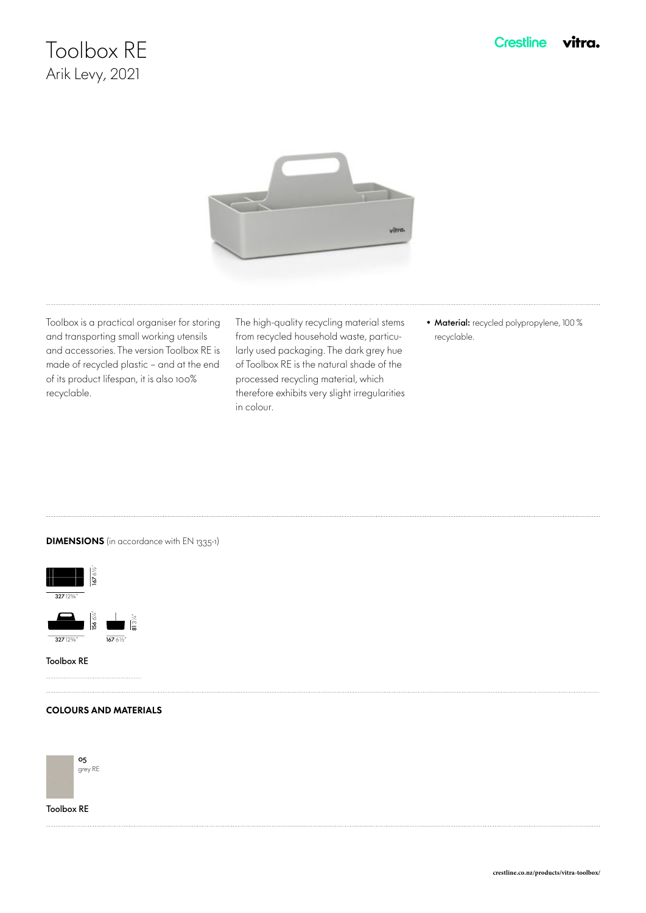# Toolbox RE

Arik Levy, 2021

Crestline vitra.

Toolbox is a practical organiser for storing and transporting small working utensils and accessories. The version Toolbox RE is made of recycled plastic – and at the end of its product lifespan, it is also 100% recyclable.

The high-quality recycling material stems from recycled household waste, particularly used packaging. The dark grey hue of Toolbox RE is the natural shade of the processed recycling material, which therefore exhibits very slight irregularities in colour.

- **Material:** recycled polypropylene, 100 % recyclable.

**DIMENSIONS** (in accordance with EN 1335-1)

327 12⅞″
167 6½″
327 12⅞″
156 6¼″
167 6½″
81 3¼″

Toolbox RE

**COLOURS AND MATERIALS**

05
grey RE

Toolbox RE

crestline.co.nz/products/vitra-toolbox/